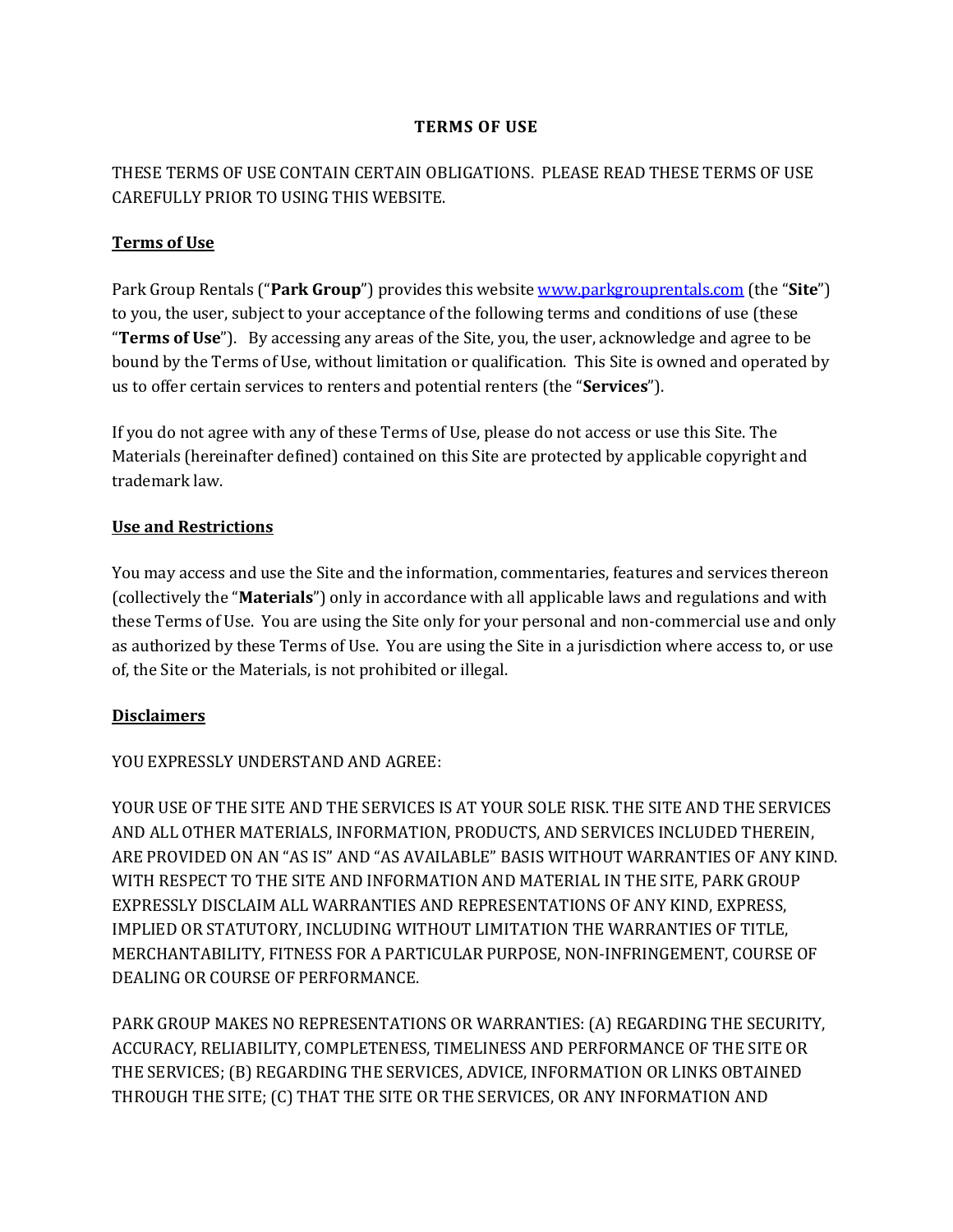# TERMS OF USE

THESE TERMS OF USE CONTAIN CERTAIN OBLIGATIONS. PLEASE READ THESE TERMS OF USE CAREFULLY PRIOR TO USING THIS WEBSITE.

## Terms of Use

Park Group Rentals ("**Park Group**") provides this website [www.parkgrouprentals.com](http://www.parkgrouprentals.com) (the "**Site**") to you, the user, subject to your acceptance of the following terms and conditions of use (these "**Terms of Use**"). By accessing any areas of the Site, you, the user, acknowledge and agree to be bound by the Terms of Use, without limitation or qualification. This Site is owned and operated by us to offer certain services to renters and potential renters (the "**Services**").

If you do not agree with any of these Terms of Use, please do not access or use this Site. The Materials (hereinafter defined) contained on this Site are protected by applicable copyright and trademark law.

## Use and Restrictions

You may access and use the Site and the information, commentaries, features and services thereon (collectively the "**Materials**") only in accordance with all applicable laws and regulations and with these Terms of Use. You are using the Site only for your personal and non-commercial use and only as authorized by these Terms of Use. You are using the Site in a jurisdiction where access to, or use of, the Site or the Materials, is not prohibited or illegal.

## Disclaimers

YOU EXPRESSLY UNDERSTAND AND AGREE:

YOUR USE OF THE SITE AND THE SERVICES IS AT YOUR SOLE RISK. THE SITE AND THE SERVICES AND ALL OTHER MATERIALS, INFORMATION, PRODUCTS, AND SERVICES INCLUDED THEREIN, ARE PROVIDED ON AN "AS IS" AND "AS AVAILABLE" BASIS WITHOUT WARRANTIES OF ANY KIND. WITH RESPECT TO THE SITE AND INFORMATION AND MATERIAL IN THE SITE, PARK GROUP EXPRESSLY DISCLAIM ALL WARRANTIES AND REPRESENTATIONS OF ANY KIND, EXPRESS, IMPLIED OR STATUTORY, INCLUDING WITHOUT LIMITATION THE WARRANTIES OF TITLE, MERCHANTABILITY, FITNESS FOR A PARTICULAR PURPOSE, NON-INFRINGEMENT, COURSE OF DEALING OR COURSE OF PERFORMANCE.

PARK GROUP MAKES NO REPRESENTATIONS OR WARRANTIES: (A) REGARDING THE SECURITY, ACCURACY, RELIABILITY, COMPLETENESS, TIMELINESS AND PERFORMANCE OF THE SITE OR THE SERVICES; (B) REGARDING THE SERVICES, ADVICE, INFORMATION OR LINKS OBTAINED THROUGH THE SITE; (C) THAT THE SITE OR THE SERVICES, OR ANY INFORMATION AND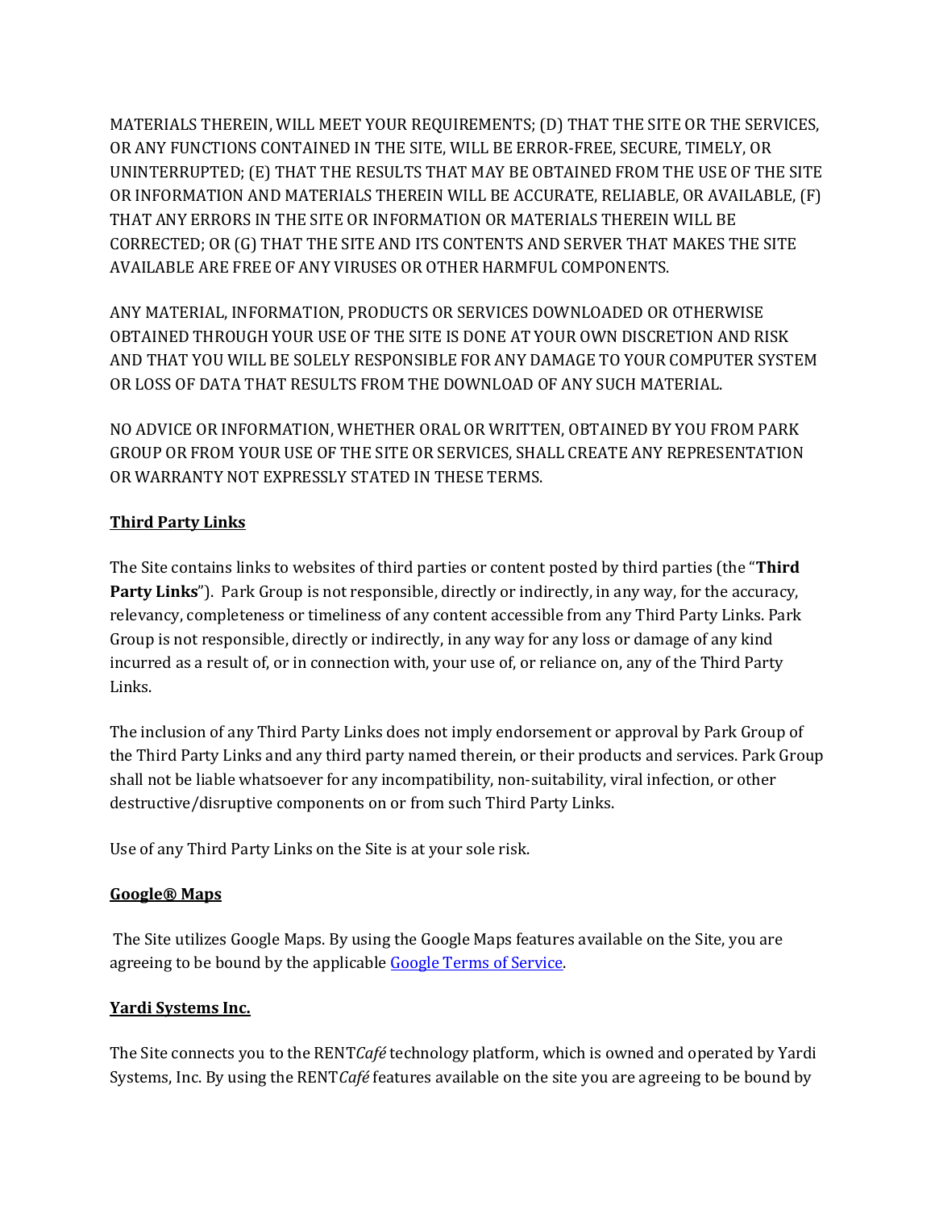MATERIALS THEREIN, WILL MEET YOUR REQUIREMENTS; (D) THAT THE SITE OR THE SERVICES, OR ANY FUNCTIONS CONTAINED IN THE SITE, WILL BE ERROR-FREE, SECURE, TIMELY, OR UNINTERRUPTED; (E) THAT THE RESULTS THAT MAY BE OBTAINED FROM THE USE OF THE SITE OR INFORMATION AND MATERIALS THEREIN WILL BE ACCURATE, RELIABLE, OR AVAILABLE, (F) THAT ANY ERRORS IN THE SITE OR INFORMATION OR MATERIALS THEREIN WILL BE CORRECTED; OR (G) THAT THE SITE AND ITS CONTENTS AND SERVER THAT MAKES THE SITE AVAILABLE ARE FREE OF ANY VIRUSES OR OTHER HARMFUL COMPONENTS.

ANY MATERIAL, INFORMATION, PRODUCTS OR SERVICES DOWNLOADED OR OTHERWISE OBTAINED THROUGH YOUR USE OF THE SITE IS DONE AT YOUR OWN DISCRETION AND RISK AND THAT YOU WILL BE SOLELY RESPONSIBLE FOR ANY DAMAGE TO YOUR COMPUTER SYSTEM OR LOSS OF DATA THAT RESULTS FROM THE DOWNLOAD OF ANY SUCH MATERIAL.

NO ADVICE OR INFORMATION, WHETHER ORAL OR WRITTEN, OBTAINED BY YOU FROM PARK GROUP OR FROM YOUR USE OF THE SITE OR SERVICES, SHALL CREATE ANY REPRESENTATION OR WARRANTY NOT EXPRESSLY STATED IN THESE TERMS.

## Third Party Links

The Site contains links to websites of third parties or content posted by third parties (the "**Third Party Links**"). Park Group is not responsible, directly or indirectly, in any way, for the accuracy, relevancy, completeness or timeliness of any content accessible from any Third Party Links. Park Group is not responsible, directly or indirectly, in any way for any loss or damage of any kind incurred as a result of, or in connection with, your use of, or reliance on, any of the Third Party Links.

The inclusion of any Third Party Links does not imply endorsement or approval by Park Group of the Third Party Links and any third party named therein, or their products and services. Park Group shall not be liable whatsoever for any incompatibility, non-suitability, viral infection, or other destructive/disruptive components on or from such Third Party Links.

Use of any Third Party Links on the Site is at your sole risk.

## Google® Maps

The Site utilizes Google Maps. By using the Google Maps features available on the Site, you are agreeing to be bound by the applicable Google Terms of Service.

## Yardi Systems Inc.

The Site connects you to the RENT*Café* technology platform, which is owned and operated by Yardi Systems, Inc. By using the RENT*Café* features available on the site you are agreeing to be bound by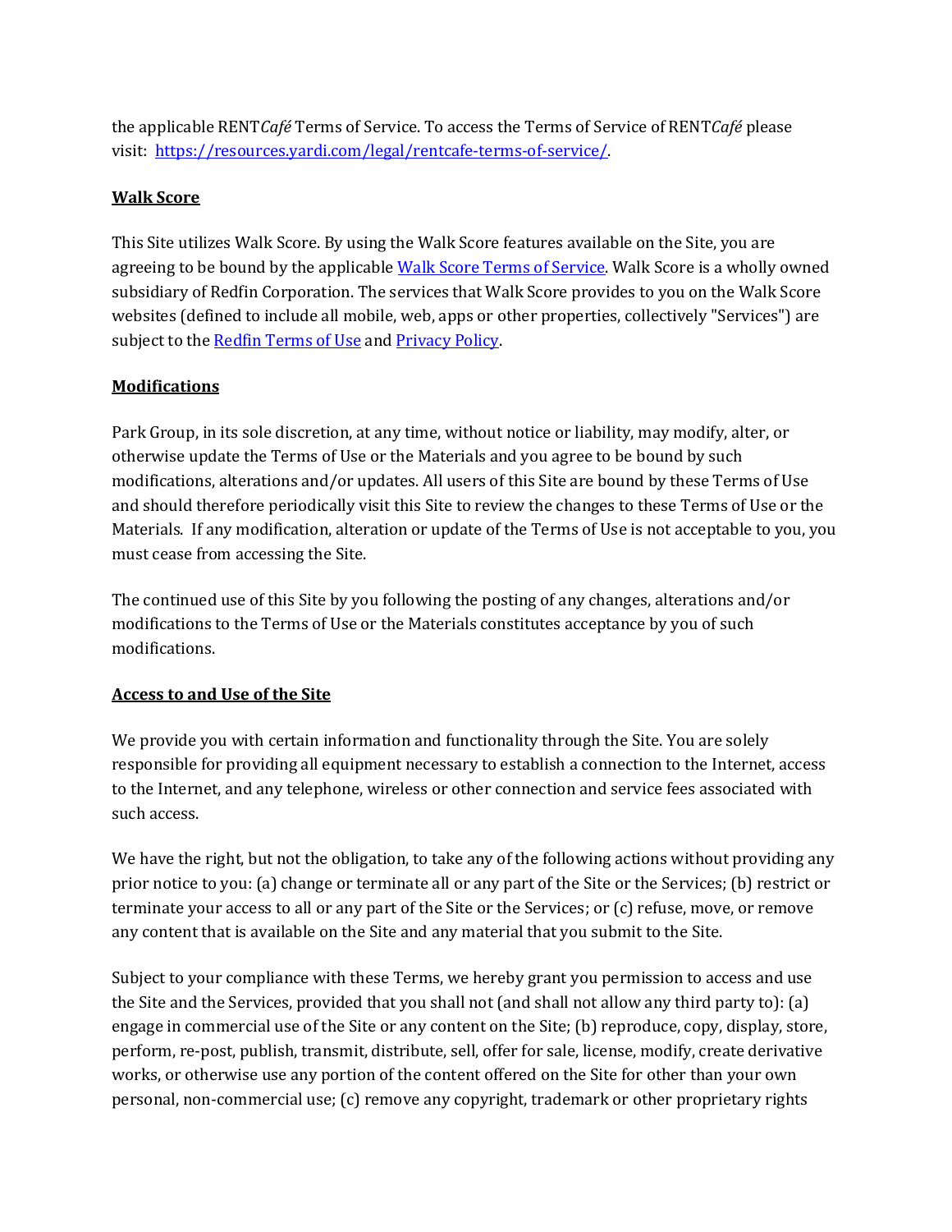the applicable RENT*Café* Terms of Service. To access the Terms of Service of RENT*Café* please visit: [https://resources.yardi.com/legal/rentcafe-terms-of-service/](https://resources.yardi.com/legal/rentcafe-terms-of-service/).

**Walk Score**

This Site utilizes Walk Score. By using the Walk Score features available on the Site, you are agreeing to be bound by the applicable [Walk Score Terms of Service](). Walk Score is a wholly owned subsidiary of Redfin Corporation. The services that Walk Score provides to you on the Walk Score websites (defined to include all mobile, web, apps or other properties, collectively "Services") are subject to the [Redfin Terms of Use]() and [Privacy Policy]().

**Modifications**

Park Group, in its sole discretion, at any time, without notice or liability, may modify, alter, or otherwise update the Terms of Use or the Materials and you agree to be bound by such modifications, alterations and/or updates. All users of this Site are bound by these Terms of Use and should therefore periodically visit this Site to review the changes to these Terms of Use or the Materials. If any modification, alteration or update of the Terms of Use is not acceptable to you, you must cease from accessing the Site.

The continued use of this Site by you following the posting of any changes, alterations and/or modifications to the Terms of Use or the Materials constitutes acceptance by you of such modifications.

**Access to and Use of the Site**

We provide you with certain information and functionality through the Site. You are solely responsible for providing all equipment necessary to establish a connection to the Internet, access to the Internet, and any telephone, wireless or other connection and service fees associated with such access.

We have the right, but not the obligation, to take any of the following actions without providing any prior notice to you: (a) change or terminate all or any part of the Site or the Services; (b) restrict or terminate your access to all or any part of the Site or the Services; or (c) refuse, move, or remove any content that is available on the Site and any material that you submit to the Site.

Subject to your compliance with these Terms, we hereby grant you permission to access and use the Site and the Services, provided that you shall not (and shall not allow any third party to): (a) engage in commercial use of the Site or any content on the Site; (b) reproduce, copy, display, store, perform, re-post, publish, transmit, distribute, sell, offer for sale, license, modify, create derivative works, or otherwise use any portion of the content offered on the Site for other than your own personal, non-commercial use; (c) remove any copyright, trademark or other proprietary rights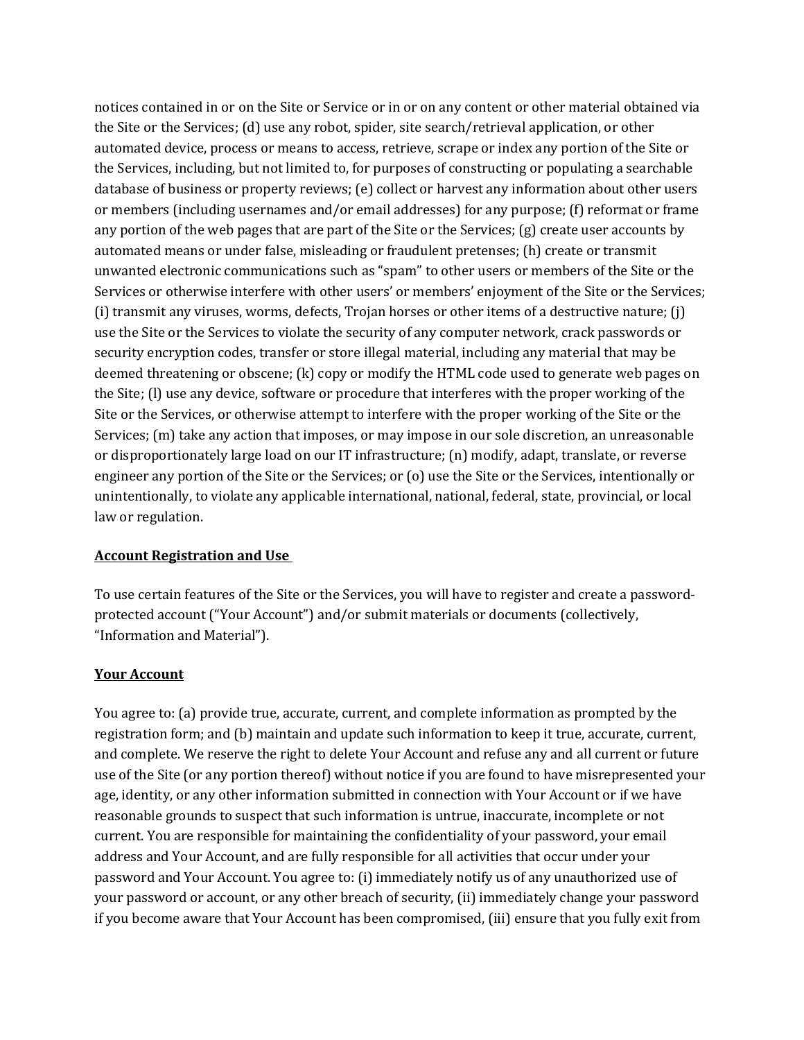notices contained in or on the Site or Service or in or on any content or other material obtained via the Site or the Services; (d) use any robot, spider, site search/retrieval application, or other automated device, process or means to access, retrieve, scrape or index any portion of the Site or the Services, including, but not limited to, for purposes of constructing or populating a searchable database of business or property reviews; (e) collect or harvest any information about other users or members (including usernames and/or email addresses) for any purpose; (f) reformat or frame any portion of the web pages that are part of the Site or the Services; (g) create user accounts by automated means or under false, misleading or fraudulent pretenses; (h) create or transmit unwanted electronic communications such as "spam" to other users or members of the Site or the Services or otherwise interfere with other users' or members' enjoyment of the Site or the Services; (i) transmit any viruses, worms, defects, Trojan horses or other items of a destructive nature; (j) use the Site or the Services to violate the security of any computer network, crack passwords or security encryption codes, transfer or store illegal material, including any material that may be deemed threatening or obscene; (k) copy or modify the HTML code used to generate web pages on the Site; (l) use any device, software or procedure that interferes with the proper working of the Site or the Services, or otherwise attempt to interfere with the proper working of the Site or the Services; (m) take any action that imposes, or may impose in our sole discretion, an unreasonable or disproportionately large load on our IT infrastructure; (n) modify, adapt, translate, or reverse engineer any portion of the Site or the Services; or (o) use the Site or the Services, intentionally or unintentionally, to violate any applicable international, national, federal, state, provincial, or local law or regulation.

**Account Registration and Use**

To use certain features of the Site or the Services, you will have to register and create a password-protected account ("Your Account") and/or submit materials or documents (collectively, "Information and Material").

**Your Account**

You agree to: (a) provide true, accurate, current, and complete information as prompted by the registration form; and (b) maintain and update such information to keep it true, accurate, current, and complete. We reserve the right to delete Your Account and refuse any and all current or future use of the Site (or any portion thereof) without notice if you are found to have misrepresented your age, identity, or any other information submitted in connection with Your Account or if we have reasonable grounds to suspect that such information is untrue, inaccurate, incomplete or not current. You are responsible for maintaining the confidentiality of your password, your email address and Your Account, and are fully responsible for all activities that occur under your password and Your Account. You agree to: (i) immediately notify us of any unauthorized use of your password or account, or any other breach of security, (ii) immediately change your password if you become aware that Your Account has been compromised, (iii) ensure that you fully exit from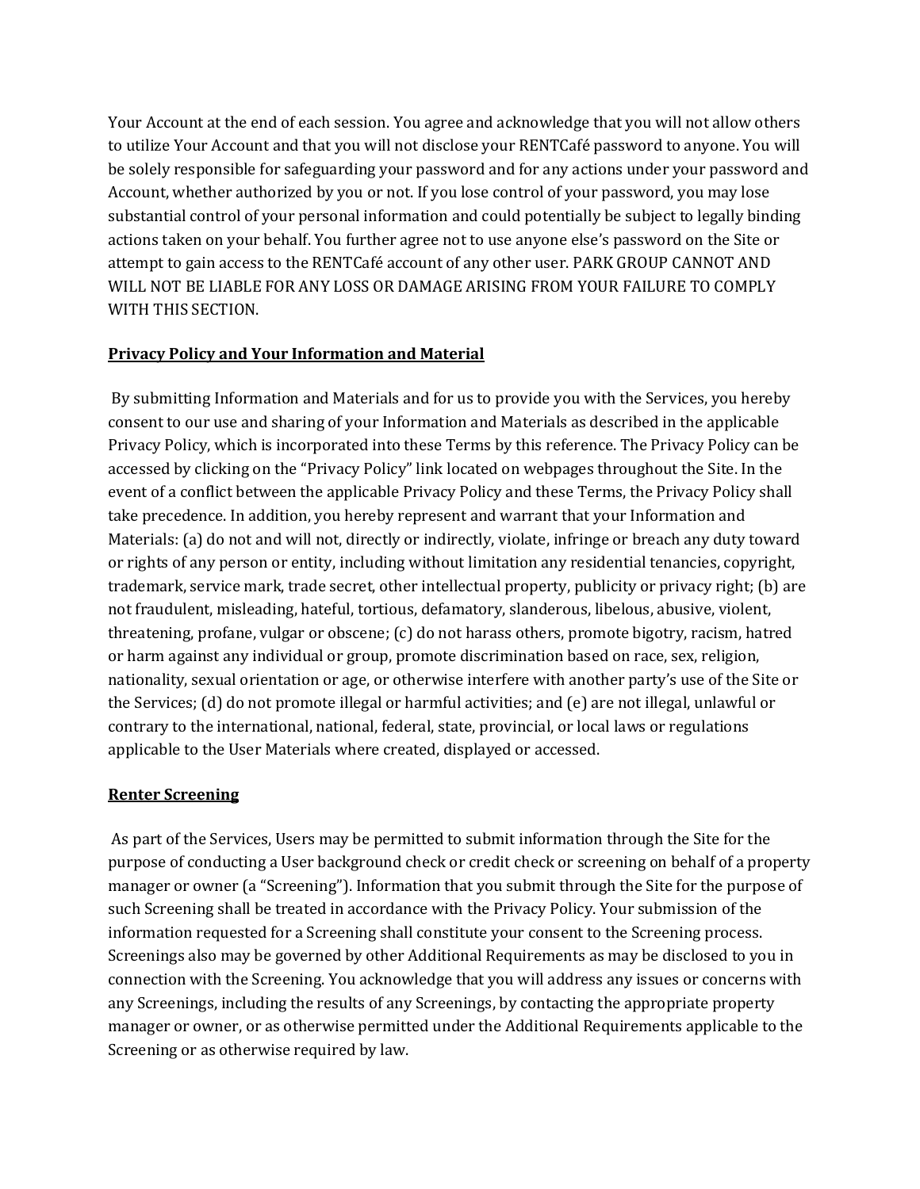Your Account at the end of each session. You agree and acknowledge that you will not allow others to utilize Your Account and that you will not disclose your RENTCafé password to anyone. You will be solely responsible for safeguarding your password and for any actions under your password and Account, whether authorized by you or not. If you lose control of your password, you may lose substantial control of your personal information and could potentially be subject to legally binding actions taken on your behalf. You further agree not to use anyone else's password on the Site or attempt to gain access to the RENTCafé account of any other user. PARK GROUP CANNOT AND WILL NOT BE LIABLE FOR ANY LOSS OR DAMAGE ARISING FROM YOUR FAILURE TO COMPLY WITH THIS SECTION.

**Privacy Policy and Your Information and Material**

By submitting Information and Materials and for us to provide you with the Services, you hereby consent to our use and sharing of your Information and Materials as described in the applicable Privacy Policy, which is incorporated into these Terms by this reference. The Privacy Policy can be accessed by clicking on the "Privacy Policy" link located on webpages throughout the Site. In the event of a conflict between the applicable Privacy Policy and these Terms, the Privacy Policy shall take precedence. In addition, you hereby represent and warrant that your Information and Materials: (a) do not and will not, directly or indirectly, violate, infringe or breach any duty toward or rights of any person or entity, including without limitation any residential tenancies, copyright, trademark, service mark, trade secret, other intellectual property, publicity or privacy right; (b) are not fraudulent, misleading, hateful, tortious, defamatory, slanderous, libelous, abusive, violent, threatening, profane, vulgar or obscene; (c) do not harass others, promote bigotry, racism, hatred or harm against any individual or group, promote discrimination based on race, sex, religion, nationality, sexual orientation or age, or otherwise interfere with another party's use of the Site or the Services; (d) do not promote illegal or harmful activities; and (e) are not illegal, unlawful or contrary to the international, national, federal, state, provincial, or local laws or regulations applicable to the User Materials where created, displayed or accessed.

**Renter Screening**

As part of the Services, Users may be permitted to submit information through the Site for the purpose of conducting a User background check or credit check or screening on behalf of a property manager or owner (a "Screening"). Information that you submit through the Site for the purpose of such Screening shall be treated in accordance with the Privacy Policy. Your submission of the information requested for a Screening shall constitute your consent to the Screening process. Screenings also may be governed by other Additional Requirements as may be disclosed to you in connection with the Screening. You acknowledge that you will address any issues or concerns with any Screenings, including the results of any Screenings, by contacting the appropriate property manager or owner, or as otherwise permitted under the Additional Requirements applicable to the Screening or as otherwise required by law.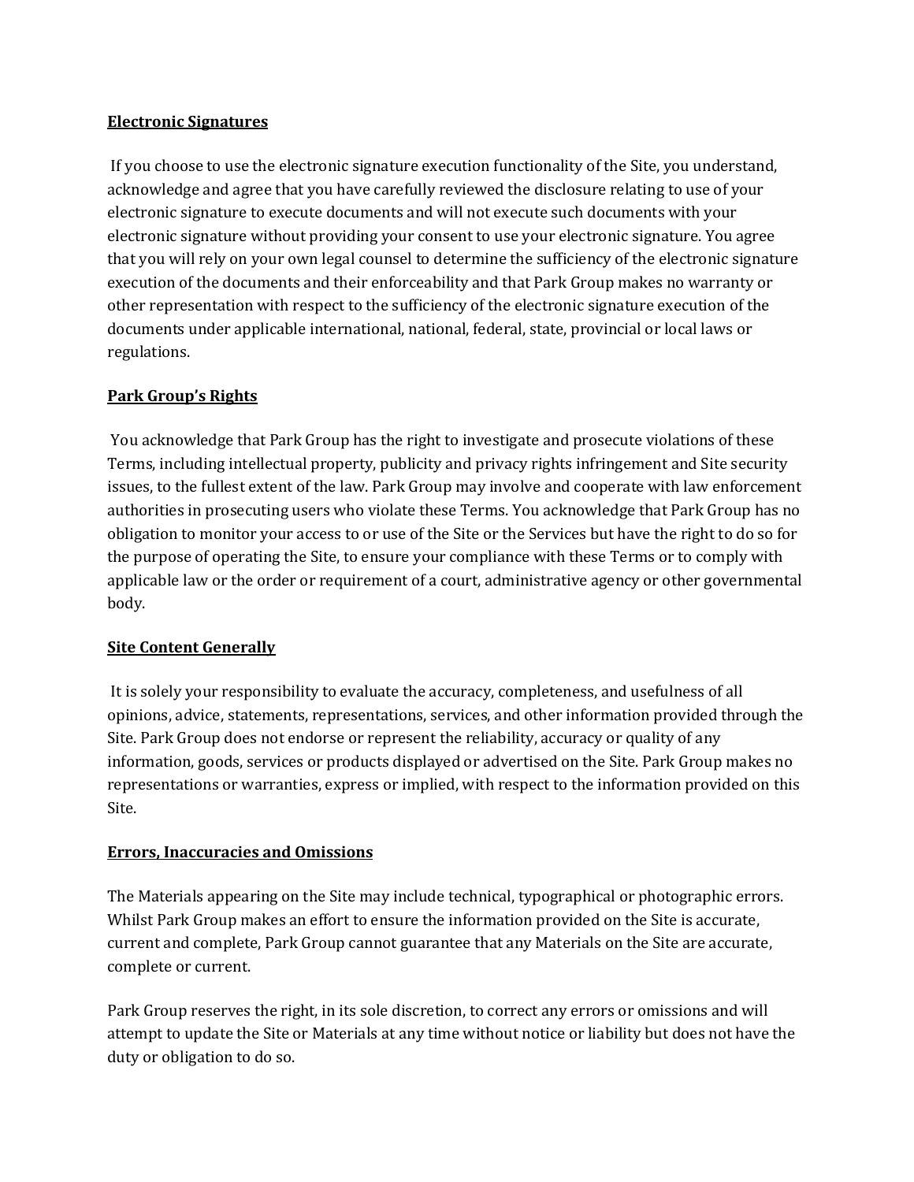**Electronic Signatures**

If you choose to use the electronic signature execution functionality of the Site, you understand, acknowledge and agree that you have carefully reviewed the disclosure relating to use of your electronic signature to execute documents and will not execute such documents with your electronic signature without providing your consent to use your electronic signature. You agree that you will rely on your own legal counsel to determine the sufficiency of the electronic signature execution of the documents and their enforceability and that Park Group makes no warranty or other representation with respect to the sufficiency of the electronic signature execution of the documents under applicable international, national, federal, state, provincial or local laws or regulations.

**Park Group's Rights**

You acknowledge that Park Group has the right to investigate and prosecute violations of these Terms, including intellectual property, publicity and privacy rights infringement and Site security issues, to the fullest extent of the law. Park Group may involve and cooperate with law enforcement authorities in prosecuting users who violate these Terms. You acknowledge that Park Group has no obligation to monitor your access to or use of the Site or the Services but have the right to do so for the purpose of operating the Site, to ensure your compliance with these Terms or to comply with applicable law or the order or requirement of a court, administrative agency or other governmental body.

**Site Content Generally**

It is solely your responsibility to evaluate the accuracy, completeness, and usefulness of all opinions, advice, statements, representations, services, and other information provided through the Site. Park Group does not endorse or represent the reliability, accuracy or quality of any information, goods, services or products displayed or advertised on the Site. Park Group makes no representations or warranties, express or implied, with respect to the information provided on this Site.

**Errors, Inaccuracies and Omissions**

The Materials appearing on the Site may include technical, typographical or photographic errors. Whilst Park Group makes an effort to ensure the information provided on the Site is accurate, current and complete, Park Group cannot guarantee that any Materials on the Site are accurate, complete or current.

Park Group reserves the right, in its sole discretion, to correct any errors or omissions and will attempt to update the Site or Materials at any time without notice or liability but does not have the duty or obligation to do so.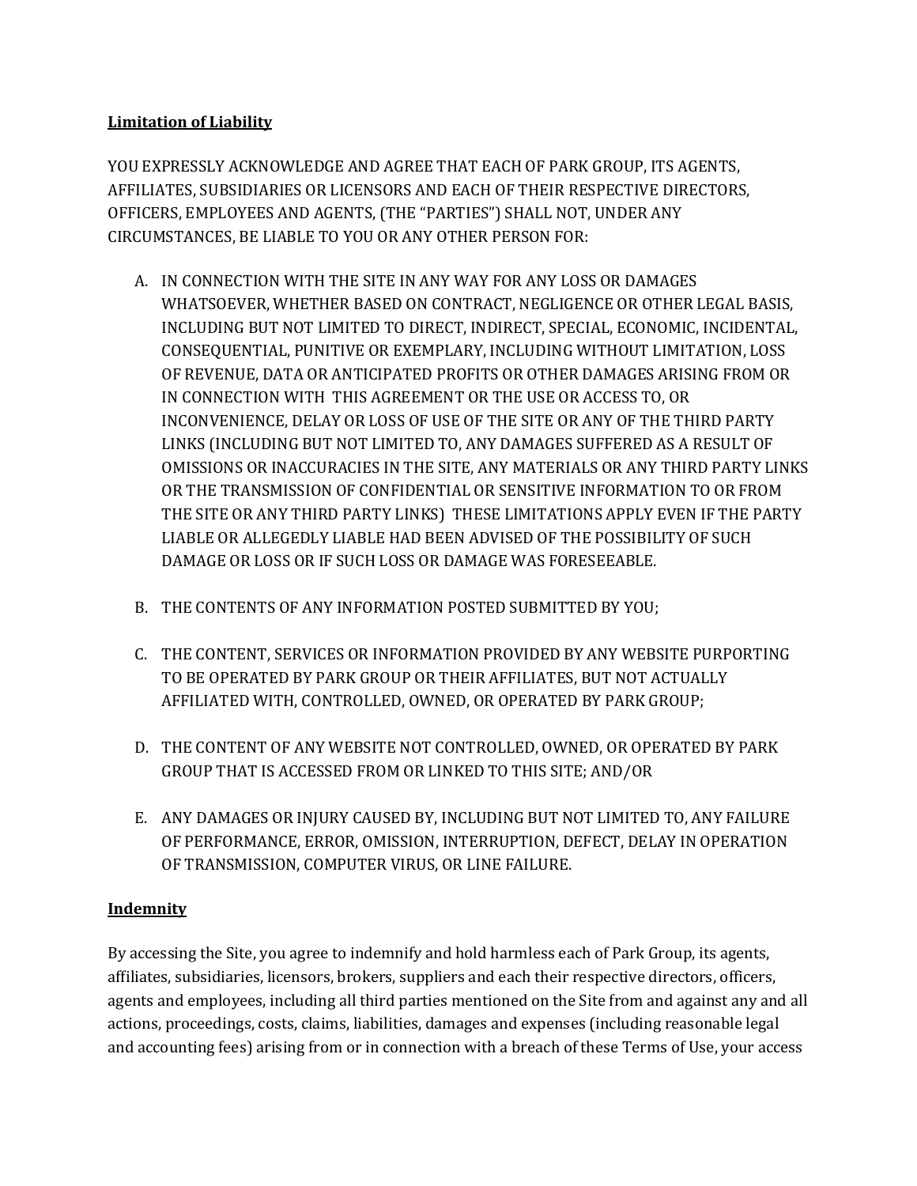**Limitation of Liability**

YOU EXPRESSLY ACKNOWLEDGE AND AGREE THAT EACH OF PARK GROUP, ITS AGENTS, AFFILIATES, SUBSIDIARIES OR LICENSORS AND EACH OF THEIR RESPECTIVE DIRECTORS, OFFICERS, EMPLOYEES AND AGENTS, (THE "PARTIES") SHALL NOT, UNDER ANY CIRCUMSTANCES, BE LIABLE TO YOU OR ANY OTHER PERSON FOR:

A. IN CONNECTION WITH THE SITE IN ANY WAY FOR ANY LOSS OR DAMAGES WHATSOEVER, WHETHER BASED ON CONTRACT, NEGLIGENCE OR OTHER LEGAL BASIS, INCLUDING BUT NOT LIMITED TO DIRECT, INDIRECT, SPECIAL, ECONOMIC, INCIDENTAL, CONSEQUENTIAL, PUNITIVE OR EXEMPLARY, INCLUDING WITHOUT LIMITATION, LOSS OF REVENUE, DATA OR ANTICIPATED PROFITS OR OTHER DAMAGES ARISING FROM OR IN CONNECTION WITH THIS AGREEMENT OR THE USE OR ACCESS TO, OR INCONVENIENCE, DELAY OR LOSS OF USE OF THE SITE OR ANY OF THE THIRD PARTY LINKS (INCLUDING BUT NOT LIMITED TO, ANY DAMAGES SUFFERED AS A RESULT OF OMISSIONS OR INACCURACIES IN THE SITE, ANY MATERIALS OR ANY THIRD PARTY LINKS OR THE TRANSMISSION OF CONFIDENTIAL OR SENSITIVE INFORMATION TO OR FROM THE SITE OR ANY THIRD PARTY LINKS) THESE LIMITATIONS APPLY EVEN IF THE PARTY LIABLE OR ALLEGEDLY LIABLE HAD BEEN ADVISED OF THE POSSIBILITY OF SUCH DAMAGE OR LOSS OR IF SUCH LOSS OR DAMAGE WAS FORESEEABLE.

B. THE CONTENTS OF ANY INFORMATION POSTED SUBMITTED BY YOU;

C. THE CONTENT, SERVICES OR INFORMATION PROVIDED BY ANY WEBSITE PURPORTING TO BE OPERATED BY PARK GROUP OR THEIR AFFILIATES, BUT NOT ACTUALLY AFFILIATED WITH, CONTROLLED, OWNED, OR OPERATED BY PARK GROUP;

D. THE CONTENT OF ANY WEBSITE NOT CONTROLLED, OWNED, OR OPERATED BY PARK GROUP THAT IS ACCESSED FROM OR LINKED TO THIS SITE; AND/OR

E. ANY DAMAGES OR INJURY CAUSED BY, INCLUDING BUT NOT LIMITED TO, ANY FAILURE OF PERFORMANCE, ERROR, OMISSION, INTERRUPTION, DEFECT, DELAY IN OPERATION OF TRANSMISSION, COMPUTER VIRUS, OR LINE FAILURE.

**Indemnity**

By accessing the Site, you agree to indemnify and hold harmless each of Park Group, its agents, affiliates, subsidiaries, licensors, brokers, suppliers and each their respective directors, officers, agents and employees, including all third parties mentioned on the Site from and against any and all actions, proceedings, costs, claims, liabilities, damages and expenses (including reasonable legal and accounting fees) arising from or in connection with a breach of these Terms of Use, your access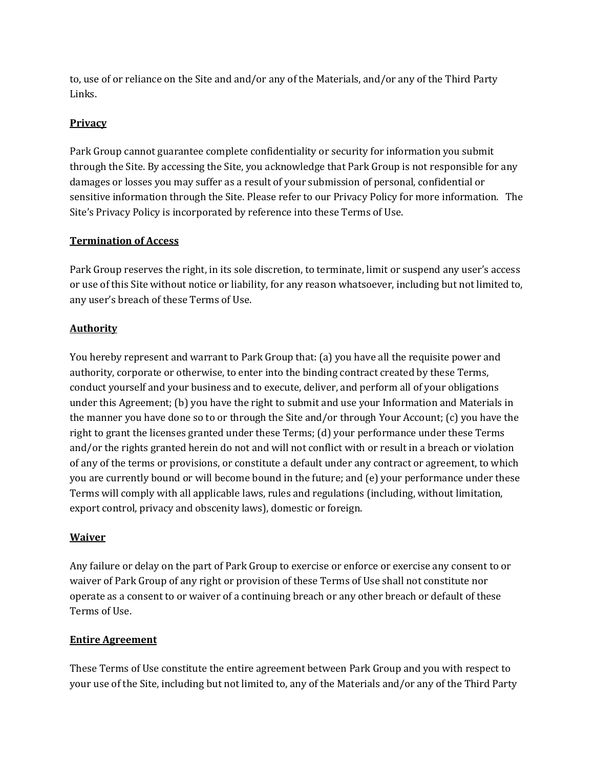to, use of or reliance on the Site and and/or any of the Materials, and/or any of the Third Party Links.

**Privacy**

Park Group cannot guarantee complete confidentiality or security for information you submit through the Site. By accessing the Site, you acknowledge that Park Group is not responsible for any damages or losses you may suffer as a result of your submission of personal, confidential or sensitive information through the Site. Please refer to our Privacy Policy for more information. The Site's Privacy Policy is incorporated by reference into these Terms of Use.

**Termination of Access**

Park Group reserves the right, in its sole discretion, to terminate, limit or suspend any user's access or use of this Site without notice or liability, for any reason whatsoever, including but not limited to, any user's breach of these Terms of Use.

**Authority**

You hereby represent and warrant to Park Group that: (a) you have all the requisite power and authority, corporate or otherwise, to enter into the binding contract created by these Terms, conduct yourself and your business and to execute, deliver, and perform all of your obligations under this Agreement; (b) you have the right to submit and use your Information and Materials in the manner you have done so to or through the Site and/or through Your Account; (c) you have the right to grant the licenses granted under these Terms; (d) your performance under these Terms and/or the rights granted herein do not and will not conflict with or result in a breach or violation of any of the terms or provisions, or constitute a default under any contract or agreement, to which you are currently bound or will become bound in the future; and (e) your performance under these Terms will comply with all applicable laws, rules and regulations (including, without limitation, export control, privacy and obscenity laws), domestic or foreign.

**Waiver**

Any failure or delay on the part of Park Group to exercise or enforce or exercise any consent to or waiver of Park Group of any right or provision of these Terms of Use shall not constitute nor operate as a consent to or waiver of a continuing breach or any other breach or default of these Terms of Use.

**Entire Agreement**

These Terms of Use constitute the entire agreement between Park Group and you with respect to your use of the Site, including but not limited to, any of the Materials and/or any of the Third Party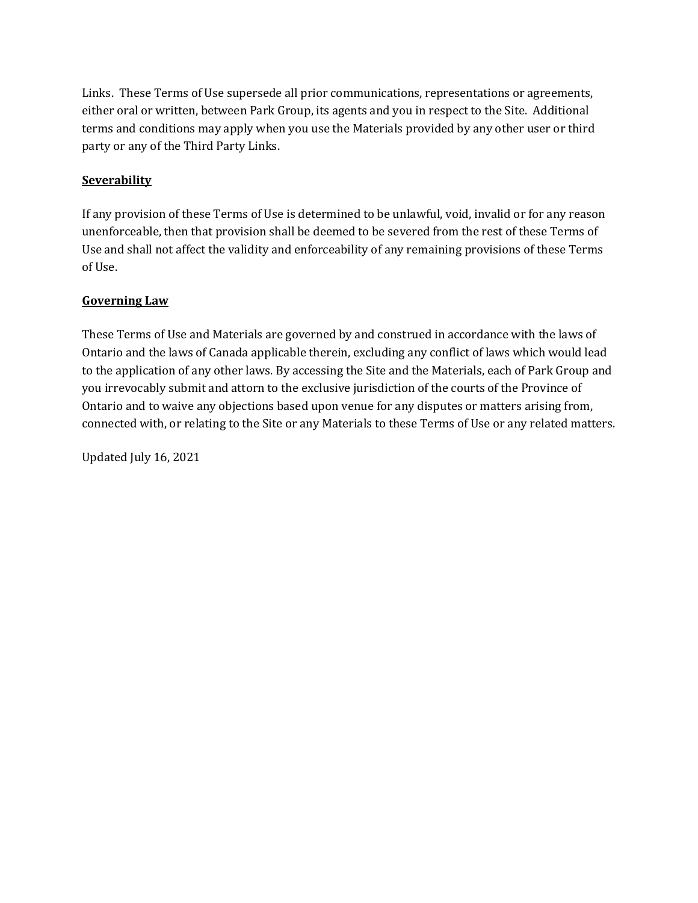Links. These Terms of Use supersede all prior communications, representations or agreements, either oral or written, between Park Group, its agents and you in respect to the Site. Additional terms and conditions may apply when you use the Materials provided by any other user or third party or any of the Third Party Links.

**Severability**

If any provision of these Terms of Use is determined to be unlawful, void, invalid or for any reason unenforceable, then that provision shall be deemed to be severed from the rest of these Terms of Use and shall not affect the validity and enforceability of any remaining provisions of these Terms of Use.

**Governing Law**

These Terms of Use and Materials are governed by and construed in accordance with the laws of Ontario and the laws of Canada applicable therein, excluding any conflict of laws which would lead to the application of any other laws. By accessing the Site and the Materials, each of Park Group and you irrevocably submit and attorn to the exclusive jurisdiction of the courts of the Province of Ontario and to waive any objections based upon venue for any disputes or matters arising from, connected with, or relating to the Site or any Materials to these Terms of Use or any related matters.

Updated July 16, 2021